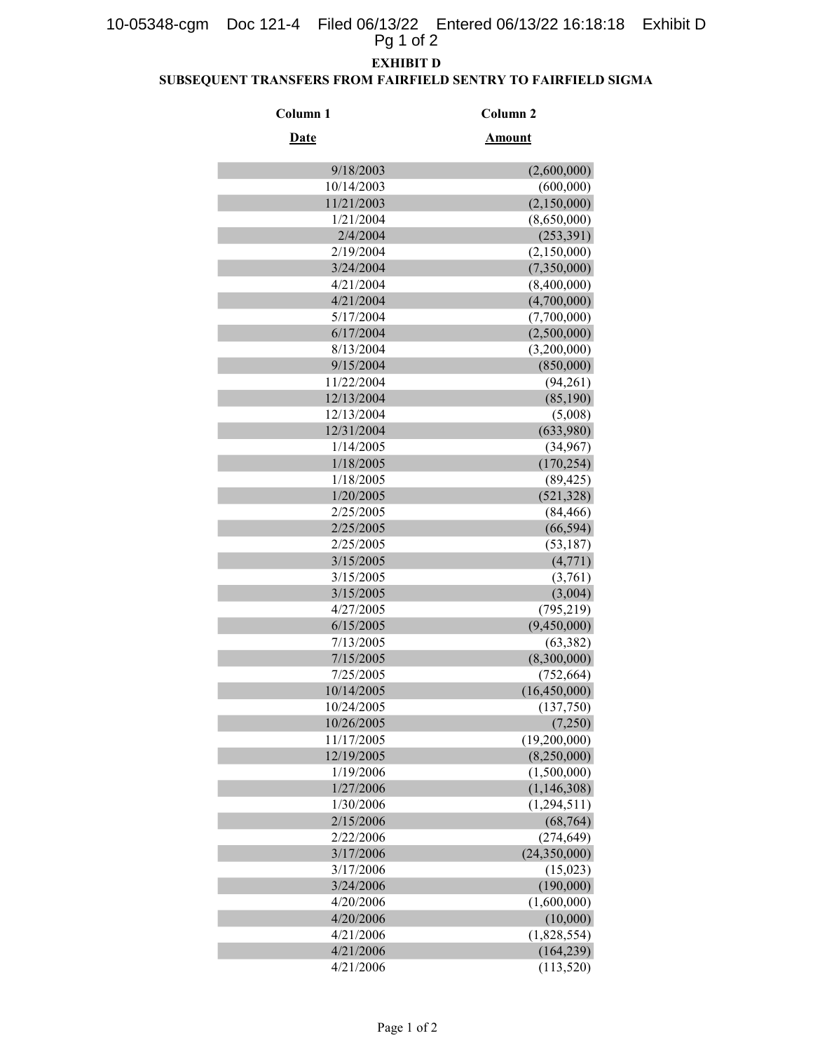# EXHIBIT D

## SUBSEQUENT TRANSFERS FROM FAIRFIELD SENTRY TO FAIRFIELD SIGMA

| Column 1<br>Date | Column 2<br>Amount |
|---:|---:|
| 9/18/2003 | (2,600,000) |
| 10/14/2003 | (600,000) |
| 11/21/2003 | (2,150,000) |
| 1/21/2004 | (8,650,000) |
| 2/4/2004 | (253,391) |
| 2/19/2004 | (2,150,000) |
| 3/24/2004 | (7,350,000) |
| 4/21/2004 | (8,400,000) |
| 4/21/2004 | (4,700,000) |
| 5/17/2004 | (7,700,000) |
| 6/17/2004 | (2,500,000) |
| 8/13/2004 | (3,200,000) |
| 9/15/2004 | (850,000) |
| 11/22/2004 | (94,261) |
| 12/13/2004 | (85,190) |
| 12/13/2004 | (5,008) |
| 12/31/2004 | (633,980) |
| 1/14/2005 | (34,967) |
| 1/18/2005 | (170,254) |
| 1/18/2005 | (89,425) |
| 1/20/2005 | (521,328) |
| 2/25/2005 | (84,466) |
| 2/25/2005 | (66,594) |
| 2/25/2005 | (53,187) |
| 3/15/2005 | (4,771) |
| 3/15/2005 | (3,761) |
| 3/15/2005 | (3,004) |
| 4/27/2005 | (795,219) |
| 6/15/2005 | (9,450,000) |
| 7/13/2005 | (63,382) |
| 7/15/2005 | (8,300,000) |
| 7/25/2005 | (752,664) |
| 10/14/2005 | (16,450,000) |
| 10/24/2005 | (137,750) |
| 10/26/2005 | (7,250) |
| 11/17/2005 | (19,200,000) |
| 12/19/2005 | (8,250,000) |
| 1/19/2006 | (1,500,000) |
| 1/27/2006 | (1,146,308) |
| 1/30/2006 | (1,294,511) |
| 2/15/2006 | (68,764) |
| 2/22/2006 | (274,649) |
| 3/17/2006 | (24,350,000) |
| 3/17/2006 | (15,023) |
| 3/24/2006 | (190,000) |
| 4/20/2006 | (1,600,000) |
| 4/20/2006 | (10,000) |
| 4/21/2006 | (1,828,554) |
| 4/21/2006 | (164,239) |
| 4/21/2006 | (113,520) |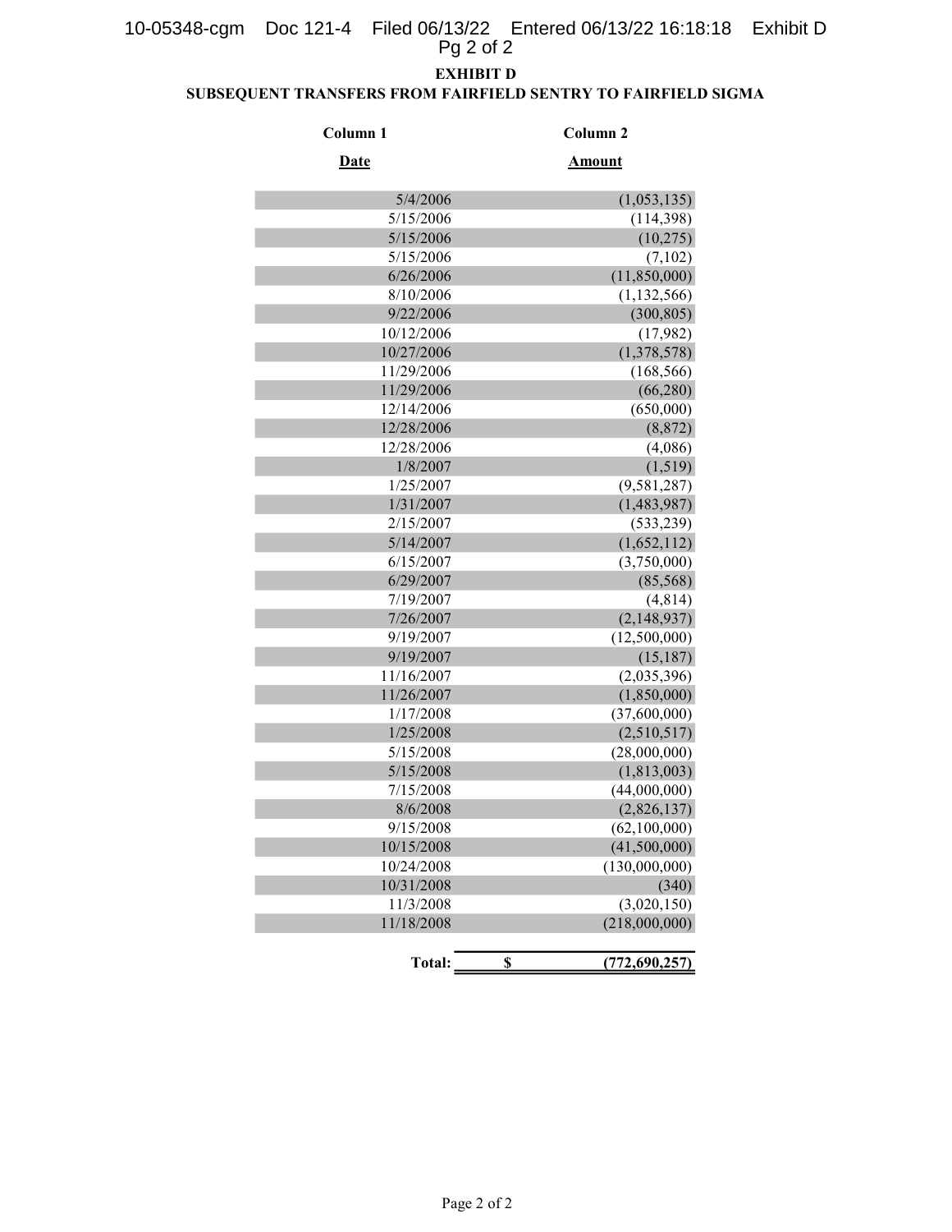**EXHIBIT D**

**SUBSEQUENT TRANSFERS FROM FAIRFIELD SENTRY TO FAIRFIELD SIGMA**

| Column 1<br>Date | Column 2<br>Amount |
|---|---|
| 5/4/2006 | (1,053,135) |
| 5/15/2006 | (114,398) |
| 5/15/2006 | (10,275) |
| 5/15/2006 | (7,102) |
| 6/26/2006 | (11,850,000) |
| 8/10/2006 | (1,132,566) |
| 9/22/2006 | (300,805) |
| 10/12/2006 | (17,982) |
| 10/27/2006 | (1,378,578) |
| 11/29/2006 | (168,566) |
| 11/29/2006 | (66,280) |
| 12/14/2006 | (650,000) |
| 12/28/2006 | (8,872) |
| 12/28/2006 | (4,086) |
| 1/8/2007 | (1,519) |
| 1/25/2007 | (9,581,287) |
| 1/31/2007 | (1,483,987) |
| 2/15/2007 | (533,239) |
| 5/14/2007 | (1,652,112) |
| 6/15/2007 | (3,750,000) |
| 6/29/2007 | (85,568) |
| 7/19/2007 | (4,814) |
| 7/26/2007 | (2,148,937) |
| 9/19/2007 | (12,500,000) |
| 9/19/2007 | (15,187) |
| 11/16/2007 | (2,035,396) |
| 11/26/2007 | (1,850,000) |
| 1/17/2008 | (37,600,000) |
| 1/25/2008 | (2,510,517) |
| 5/15/2008 | (28,000,000) |
| 5/15/2008 | (1,813,003) |
| 7/15/2008 | (44,000,000) |
| 8/6/2008 | (2,826,137) |
| 9/15/2008 | (62,100,000) |
| 10/15/2008 | (41,500,000) |
| 10/24/2008 | (130,000,000) |
| 10/31/2008 | (340) |
| 11/3/2008 | (3,020,150) |
| 11/18/2008 | (218,000,000) |
| **Total:** | **$ (772,690,257)** |